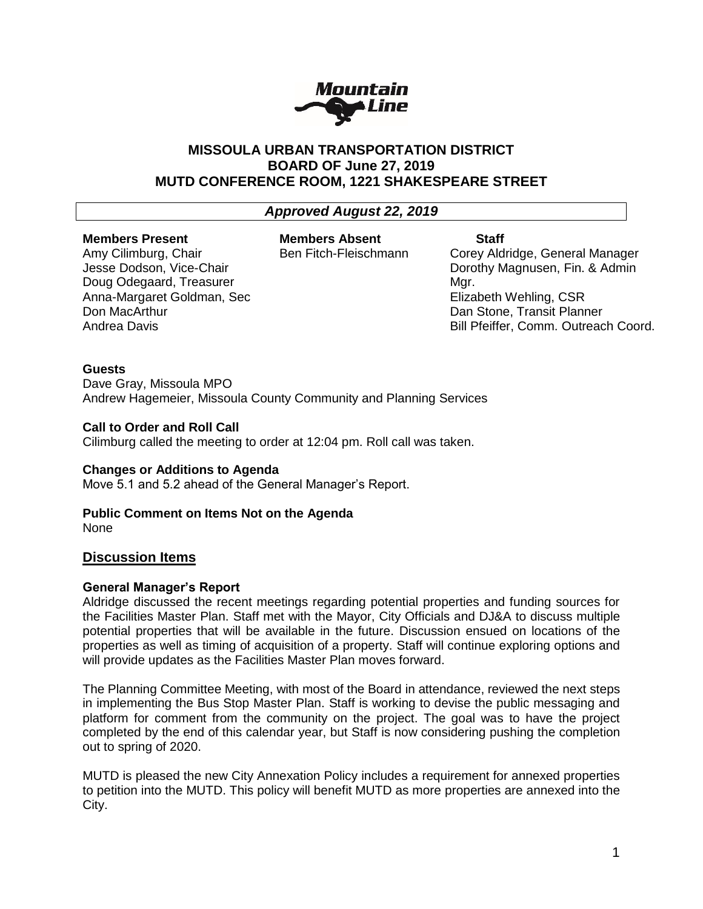# MISSOULA URBAN TRANSPORTATION DISTRICT
## BOARD OF June 27, 2019
## MUTD CONFERENCE ROOM, 1221 SHAKESPEARE STREET

***Approved August 22, 2019***

| Members Present | Members Absent | Staff |
|---|---|---|
| Amy Cilimburg, Chair | Ben Fitch-Fleischmann | Corey Aldridge, General Manager |
| Jesse Dodson, Vice-Chair | | Dorothy Magnusen, Fin. & Admin Mgr. |
| Doug Odegaard, Treasurer | | Elizabeth Wehling, CSR |
| Anna-Margaret Goldman, Sec | | Dan Stone, Transit Planner |
| Don MacArthur | | Bill Pfeiffer, Comm. Outreach Coord. |
| Andrea Davis | | |

**Guests**

Dave Gray, Missoula MPO
Andrew Hagemeier, Missoula County Community and Planning Services

**Call to Order and Roll Call**

Cilimburg called the meeting to order at 12:04 pm. Roll call was taken.

**Changes or Additions to Agenda**

Move 5.1 and 5.2 ahead of the General Manager's Report.

**Public Comment on Items Not on the Agenda**

None

## Discussion Items

**General Manager's Report**

Aldridge discussed the recent meetings regarding potential properties and funding sources for the Facilities Master Plan. Staff met with the Mayor, City Officials and DJ&A to discuss multiple potential properties that will be available in the future. Discussion ensued on locations of the properties as well as timing of acquisition of a property. Staff will continue exploring options and will provide updates as the Facilities Master Plan moves forward.

The Planning Committee Meeting, with most of the Board in attendance, reviewed the next steps in implementing the Bus Stop Master Plan. Staff is working to devise the public messaging and platform for comment from the community on the project. The goal was to have the project completed by the end of this calendar year, but Staff is now considering pushing the completion out to spring of 2020.

MUTD is pleased the new City Annexation Policy includes a requirement for annexed properties to petition into the MUTD. This policy will benefit MUTD as more properties are annexed into the City.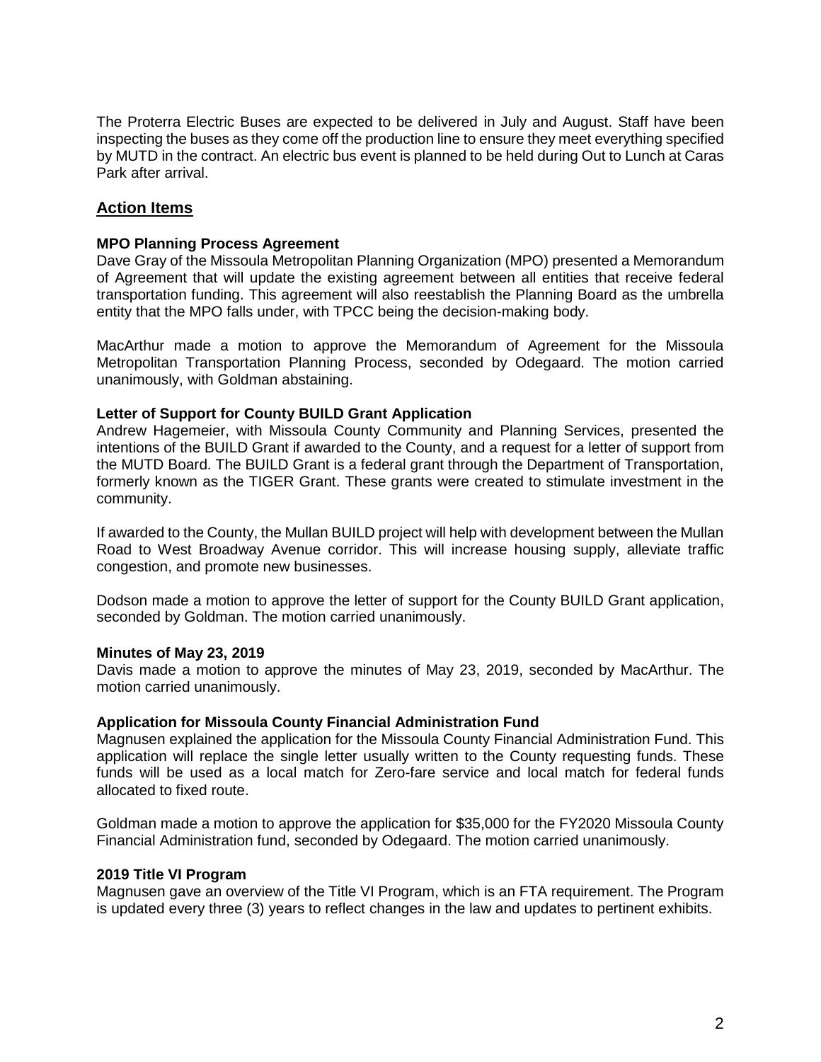The Proterra Electric Buses are expected to be delivered in July and August. Staff have been inspecting the buses as they come off the production line to ensure they meet everything specified by MUTD in the contract. An electric bus event is planned to be held during Out to Lunch at Caras Park after arrival.

## Action Items

### MPO Planning Process Agreement

Dave Gray of the Missoula Metropolitan Planning Organization (MPO) presented a Memorandum of Agreement that will update the existing agreement between all entities that receive federal transportation funding. This agreement will also reestablish the Planning Board as the umbrella entity that the MPO falls under, with TPCC being the decision-making body.

MacArthur made a motion to approve the Memorandum of Agreement for the Missoula Metropolitan Transportation Planning Process, seconded by Odegaard. The motion carried unanimously, with Goldman abstaining.

### Letter of Support for County BUILD Grant Application

Andrew Hagemeier, with Missoula County Community and Planning Services, presented the intentions of the BUILD Grant if awarded to the County, and a request for a letter of support from the MUTD Board. The BUILD Grant is a federal grant through the Department of Transportation, formerly known as the TIGER Grant. These grants were created to stimulate investment in the community.

If awarded to the County, the Mullan BUILD project will help with development between the Mullan Road to West Broadway Avenue corridor. This will increase housing supply, alleviate traffic congestion, and promote new businesses.

Dodson made a motion to approve the letter of support for the County BUILD Grant application, seconded by Goldman. The motion carried unanimously.

### Minutes of May 23, 2019

Davis made a motion to approve the minutes of May 23, 2019, seconded by MacArthur. The motion carried unanimously.

### Application for Missoula County Financial Administration Fund

Magnusen explained the application for the Missoula County Financial Administration Fund. This application will replace the single letter usually written to the County requesting funds. These funds will be used as a local match for Zero-fare service and local match for federal funds allocated to fixed route.

Goldman made a motion to approve the application for $35,000 for the FY2020 Missoula County Financial Administration fund, seconded by Odegaard. The motion carried unanimously.

### 2019 Title VI Program

Magnusen gave an overview of the Title VI Program, which is an FTA requirement. The Program is updated every three (3) years to reflect changes in the law and updates to pertinent exhibits.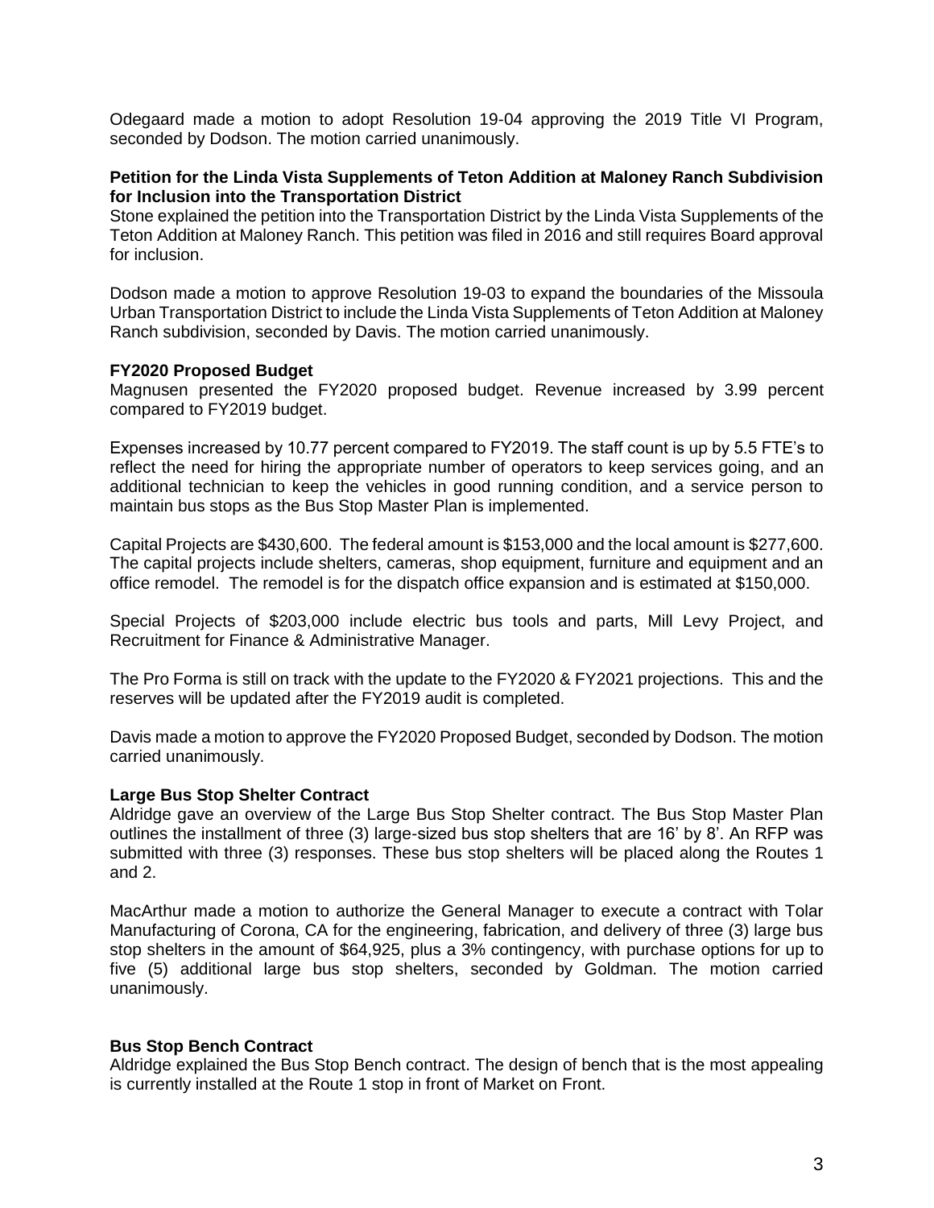Odegaard made a motion to adopt Resolution 19-04 approving the 2019 Title VI Program, seconded by Dodson. The motion carried unanimously.

**Petition for the Linda Vista Supplements of Teton Addition at Maloney Ranch Subdivision for Inclusion into the Transportation District**

Stone explained the petition into the Transportation District by the Linda Vista Supplements of the Teton Addition at Maloney Ranch. This petition was filed in 2016 and still requires Board approval for inclusion.

Dodson made a motion to approve Resolution 19-03 to expand the boundaries of the Missoula Urban Transportation District to include the Linda Vista Supplements of Teton Addition at Maloney Ranch subdivision, seconded by Davis. The motion carried unanimously.

**FY2020 Proposed Budget**

Magnusen presented the FY2020 proposed budget. Revenue increased by 3.99 percent compared to FY2019 budget.

Expenses increased by 10.77 percent compared to FY2019. The staff count is up by 5.5 FTE's to reflect the need for hiring the appropriate number of operators to keep services going, and an additional technician to keep the vehicles in good running condition, and a service person to maintain bus stops as the Bus Stop Master Plan is implemented.

Capital Projects are $430,600. The federal amount is $153,000 and the local amount is $277,600. The capital projects include shelters, cameras, shop equipment, furniture and equipment and an office remodel. The remodel is for the dispatch office expansion and is estimated at $150,000.

Special Projects of $203,000 include electric bus tools and parts, Mill Levy Project, and Recruitment for Finance & Administrative Manager.

The Pro Forma is still on track with the update to the FY2020 & FY2021 projections. This and the reserves will be updated after the FY2019 audit is completed.

Davis made a motion to approve the FY2020 Proposed Budget, seconded by Dodson. The motion carried unanimously.

**Large Bus Stop Shelter Contract**

Aldridge gave an overview of the Large Bus Stop Shelter contract. The Bus Stop Master Plan outlines the installment of three (3) large-sized bus stop shelters that are 16' by 8'. An RFP was submitted with three (3) responses. These bus stop shelters will be placed along the Routes 1 and 2.

MacArthur made a motion to authorize the General Manager to execute a contract with Tolar Manufacturing of Corona, CA for the engineering, fabrication, and delivery of three (3) large bus stop shelters in the amount of $64,925, plus a 3% contingency, with purchase options for up to five (5) additional large bus stop shelters, seconded by Goldman. The motion carried unanimously.

**Bus Stop Bench Contract**

Aldridge explained the Bus Stop Bench contract. The design of bench that is the most appealing is currently installed at the Route 1 stop in front of Market on Front.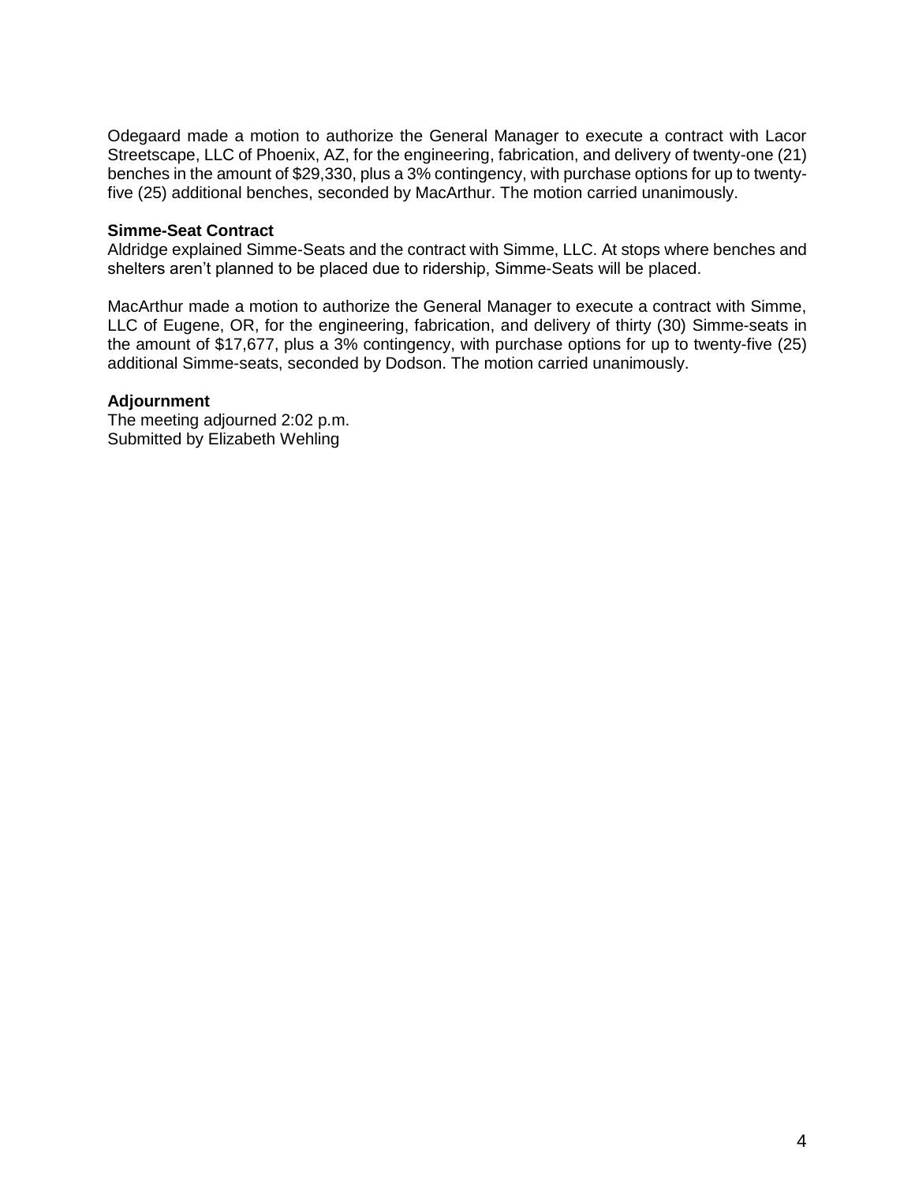Odegaard made a motion to authorize the General Manager to execute a contract with Lacor Streetscape, LLC of Phoenix, AZ, for the engineering, fabrication, and delivery of twenty-one (21) benches in the amount of $29,330, plus a 3% contingency, with purchase options for up to twenty-five (25) additional benches, seconded by MacArthur. The motion carried unanimously.

**Simme-Seat Contract**
Aldridge explained Simme-Seats and the contract with Simme, LLC. At stops where benches and shelters aren't planned to be placed due to ridership, Simme-Seats will be placed.

MacArthur made a motion to authorize the General Manager to execute a contract with Simme, LLC of Eugene, OR, for the engineering, fabrication, and delivery of thirty (30) Simme-seats in the amount of $17,677, plus a 3% contingency, with purchase options for up to twenty-five (25) additional Simme-seats, seconded by Dodson. The motion carried unanimously.

**Adjournment**
The meeting adjourned 2:02 p.m.
Submitted by Elizabeth Wehling